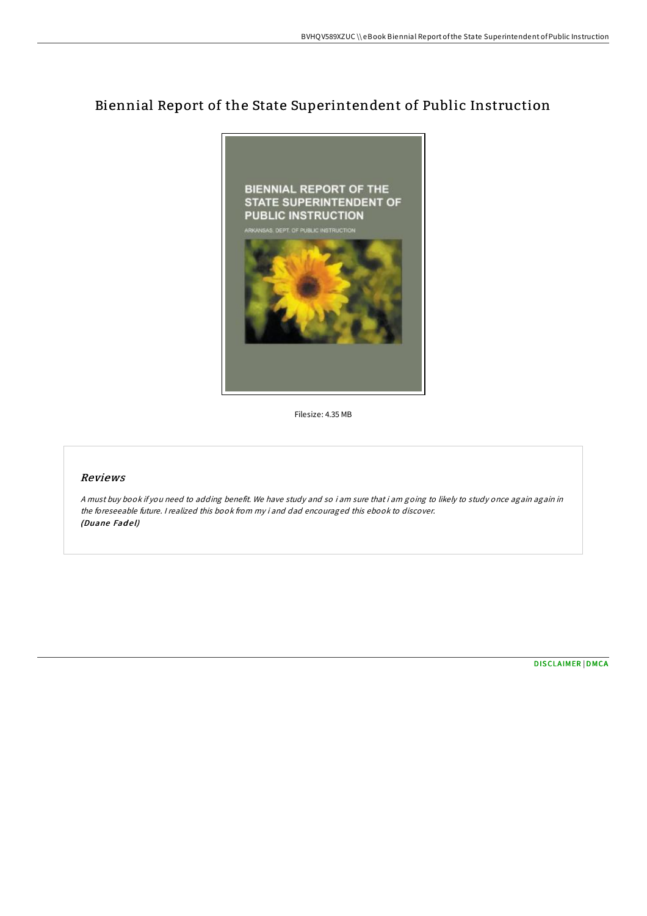# Biennial Report of the State Superintendent of Public Instruction

Filesize: 4.35 MB

## *Reviews*

*A must buy book if you need to adding benefit. We have study and so i am sure that i am going to likely to study once again again in the foreseeable future. I realized this book from my i and dad encouraged this ebook to discover.*
***(Duane Fadel)***

DISCLAIMER | DMCA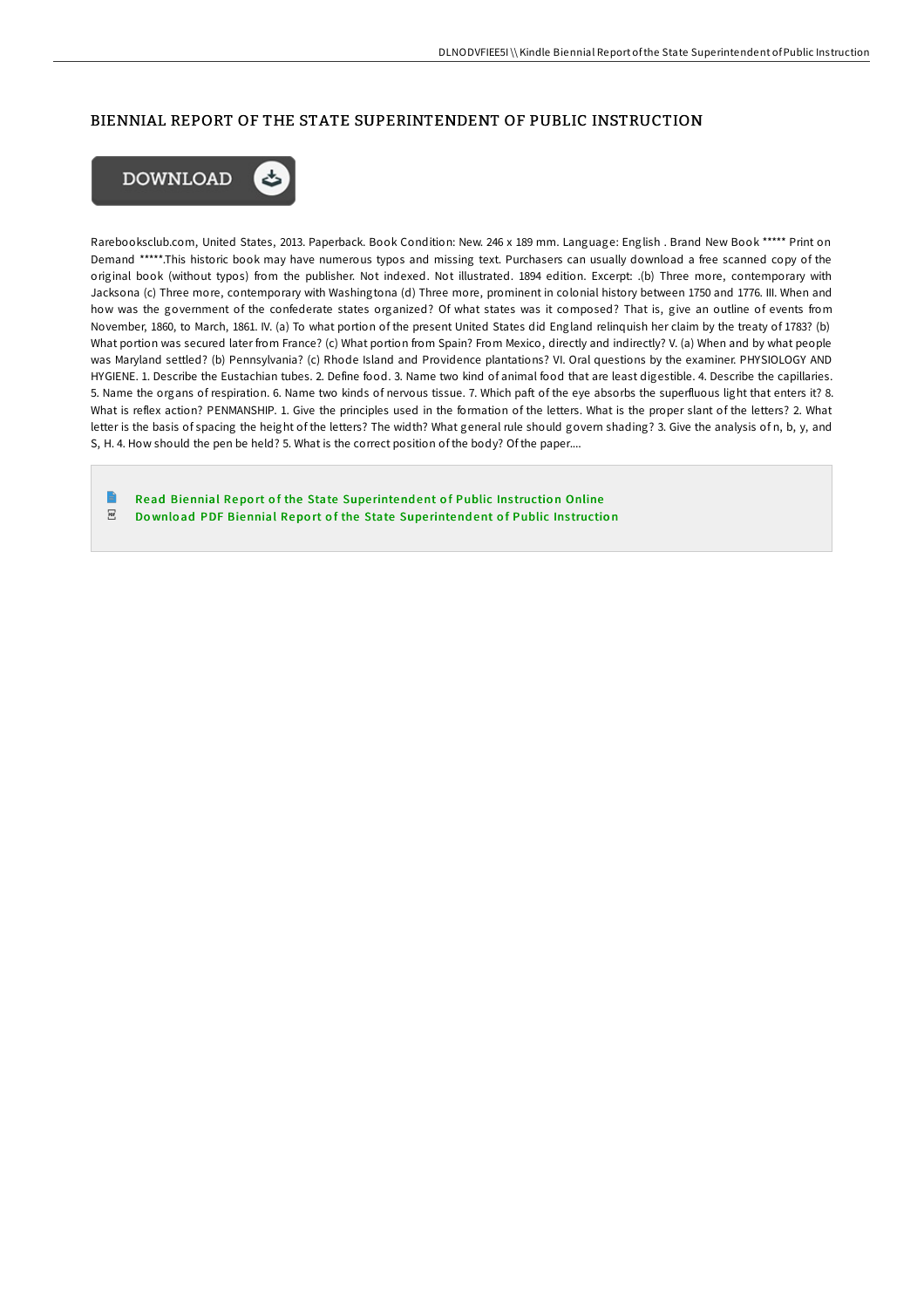## BIENNIAL REPORT OF THE STATE SUPERINTENDENT OF PUBLIC INSTRUCTION

DOWNLOAD

Rarebooksclub.com, United States, 2013. Paperback. Book Condition: New. 246 x 189 mm. Language: English . Brand New Book ***** Print on Demand *****.This historic book may have numerous typos and missing text. Purchasers can usually download a free scanned copy of the original book (without typos) from the publisher. Not indexed. Not illustrated. 1894 edition. Excerpt: .(b) Three more, contemporary with Jacksona (c) Three more, contemporary with Washingtona (d) Three more, prominent in colonial history between 1750 and 1776. III. When and how was the government of the confederate states organized? Of what states was it composed? That is, give an outline of events from November, 1860, to March, 1861. IV. (a) To what portion of the present United States did England relinquish her claim by the treaty of 1783? (b) What portion was secured later from France? (c) What portion from Spain? From Mexico, directly and indirectly? V. (a) When and by what people was Maryland settled? (b) Pennsylvania? (c) Rhode Island and Providence plantations? VI. Oral questions by the examiner. PHYSIOLOGY AND HYGIENE. 1. Describe the Eustachian tubes. 2. Define food. 3. Name two kind of animal food that are least digestible. 4. Describe the capillaries. 5. Name the organs of respiration. 6. Name two kinds of nervous tissue. 7. Which paft of the eye absorbs the superfluous light that enters it? 8. What is reflex action? PENMANSHIP. 1. Give the principles used in the formation of the letters. What is the proper slant of the letters? 2. What letter is the basis of spacing the height of the letters? The width? What general rule should govern shading? 3. Give the analysis of n, b, y, and S, H. 4. How should the pen be held? 5. What is the correct position of the body? Of the paper....

- Read Biennial Report of the State Superintendent of Public Instruction Online
- Download PDF Biennial Report of the State Superintendent of Public Instruction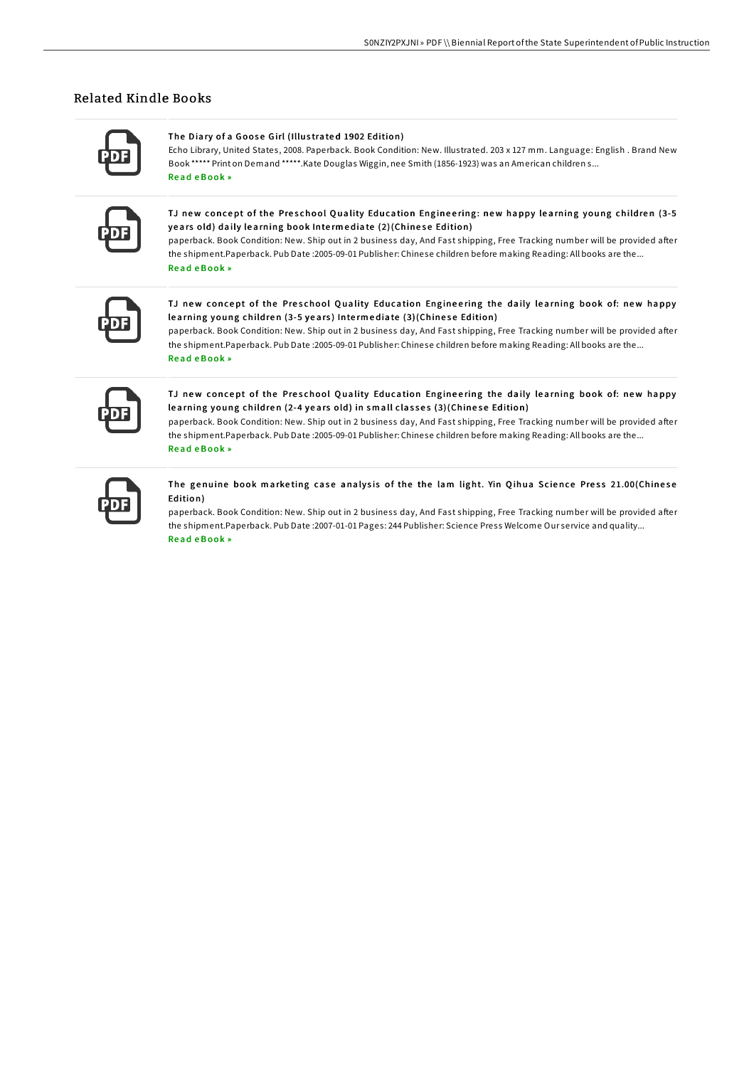## Related Kindle Books

**The Diary of a Goose Girl (Illustrated 1902 Edition)**

Echo Library, United States, 2008. Paperback. Book Condition: New. Illustrated. 203 x 127 mm. Language: English . Brand New Book ***** Print on Demand *****.Kate Douglas Wiggin, nee Smith (1856-1923) was an American children s...

Read eBook »

**TJ new concept of the Preschool Quality Education Engineering: new happy learning young children (3-5 years old) daily learning book Intermediate (2)(Chinese Edition)**

paperback. Book Condition: New. Ship out in 2 business day, And Fast shipping, Free Tracking number will be provided after the shipment.Paperback. Pub Date :2005-09-01 Publisher: Chinese children before making Reading: All books are the...

Read eBook »

**TJ new concept of the Preschool Quality Education Engineering the daily learning book of: new happy learning young children (3-5 years) Intermediate (3)(Chinese Edition)**

paperback. Book Condition: New. Ship out in 2 business day, And Fast shipping, Free Tracking number will be provided after the shipment.Paperback. Pub Date :2005-09-01 Publisher: Chinese children before making Reading: All books are the...

Read eBook »

**TJ new concept of the Preschool Quality Education Engineering the daily learning book of: new happy learning young children (2-4 years old) in small classes (3)(Chinese Edition)**

paperback. Book Condition: New. Ship out in 2 business day, And Fast shipping, Free Tracking number will be provided after the shipment.Paperback. Pub Date :2005-09-01 Publisher: Chinese children before making Reading: All books are the...

Read eBook »

**The genuine book marketing case analysis of the the lam light. Yin Qihua Science Press 21.00(Chinese Edition)**

paperback. Book Condition: New. Ship out in 2 business day, And Fast shipping, Free Tracking number will be provided after the shipment.Paperback. Pub Date :2007-01-01 Pages: 244 Publisher: Science Press Welcome Our service and quality...

Read eBook »